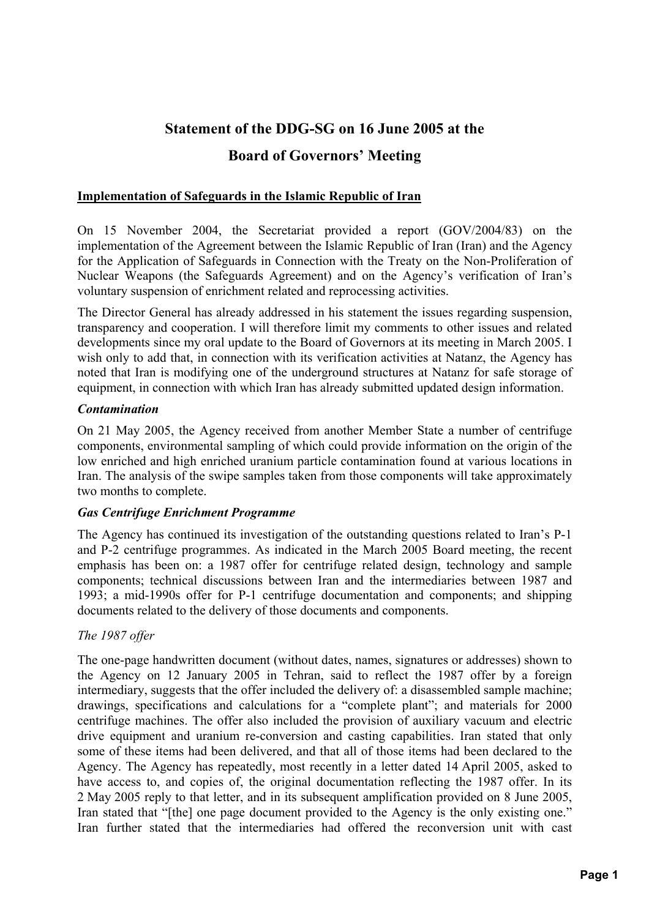# Statement of the DDG-SG on 16 June 2005 at the Board of Governors' Meeting

**Implementation of Safeguards in the Islamic Republic of Iran**

On 15 November 2004, the Secretariat provided a report (GOV/2004/83) on the implementation of the Agreement between the Islamic Republic of Iran (Iran) and the Agency for the Application of Safeguards in Connection with the Treaty on the Non-Proliferation of Nuclear Weapons (the Safeguards Agreement) and on the Agency's verification of Iran's voluntary suspension of enrichment related and reprocessing activities.

The Director General has already addressed in his statement the issues regarding suspension, transparency and cooperation. I will therefore limit my comments to other issues and related developments since my oral update to the Board of Governors at its meeting in March 2005. I wish only to add that, in connection with its verification activities at Natanz, the Agency has noted that Iran is modifying one of the underground structures at Natanz for safe storage of equipment, in connection with which Iran has already submitted updated design information.

### *Contamination*

On 21 May 2005, the Agency received from another Member State a number of centrifuge components, environmental sampling of which could provide information on the origin of the low enriched and high enriched uranium particle contamination found at various locations in Iran. The analysis of the swipe samples taken from those components will take approximately two months to complete.

### *Gas Centrifuge Enrichment Programme*

The Agency has continued its investigation of the outstanding questions related to Iran's P-1 and P-2 centrifuge programmes. As indicated in the March 2005 Board meeting, the recent emphasis has been on: a 1987 offer for centrifuge related design, technology and sample components; technical discussions between Iran and the intermediaries between 1987 and 1993; a mid-1990s offer for P-1 centrifuge documentation and components; and shipping documents related to the delivery of those documents and components.

#### *The 1987 offer*

The one-page handwritten document (without dates, names, signatures or addresses) shown to the Agency on 12 January 2005 in Tehran, said to reflect the 1987 offer by a foreign intermediary, suggests that the offer included the delivery of: a disassembled sample machine; drawings, specifications and calculations for a "complete plant"; and materials for 2000 centrifuge machines. The offer also included the provision of auxiliary vacuum and electric drive equipment and uranium re-conversion and casting capabilities. Iran stated that only some of these items had been delivered, and that all of those items had been declared to the Agency. The Agency has repeatedly, most recently in a letter dated 14 April 2005, asked to have access to, and copies of, the original documentation reflecting the 1987 offer. In its 2 May 2005 reply to that letter, and in its subsequent amplification provided on 8 June 2005, Iran stated that "[the] one page document provided to the Agency is the only existing one." Iran further stated that the intermediaries had offered the reconversion unit with cast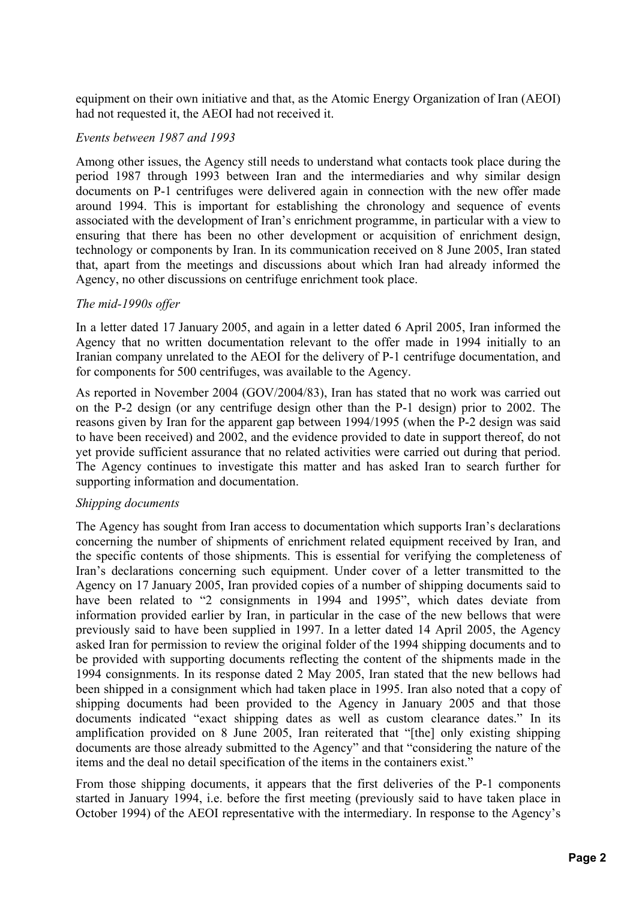equipment on their own initiative and that, as the Atomic Energy Organization of Iran (AEOI) had not requested it, the AEOI had not received it.

*Events between 1987 and 1993*

Among other issues, the Agency still needs to understand what contacts took place during the period 1987 through 1993 between Iran and the intermediaries and why similar design documents on P-1 centrifuges were delivered again in connection with the new offer made around 1994. This is important for establishing the chronology and sequence of events associated with the development of Iran's enrichment programme, in particular with a view to ensuring that there has been no other development or acquisition of enrichment design, technology or components by Iran. In its communication received on 8 June 2005, Iran stated that, apart from the meetings and discussions about which Iran had already informed the Agency, no other discussions on centrifuge enrichment took place.

*The mid-1990s offer*

In a letter dated 17 January 2005, and again in a letter dated 6 April 2005, Iran informed the Agency that no written documentation relevant to the offer made in 1994 initially to an Iranian company unrelated to the AEOI for the delivery of P-1 centrifuge documentation, and for components for 500 centrifuges, was available to the Agency.

As reported in November 2004 (GOV/2004/83), Iran has stated that no work was carried out on the P-2 design (or any centrifuge design other than the P-1 design) prior to 2002. The reasons given by Iran for the apparent gap between 1994/1995 (when the P-2 design was said to have been received) and 2002, and the evidence provided to date in support thereof, do not yet provide sufficient assurance that no related activities were carried out during that period. The Agency continues to investigate this matter and has asked Iran to search further for supporting information and documentation.

*Shipping documents*

The Agency has sought from Iran access to documentation which supports Iran's declarations concerning the number of shipments of enrichment related equipment received by Iran, and the specific contents of those shipments. This is essential for verifying the completeness of Iran's declarations concerning such equipment. Under cover of a letter transmitted to the Agency on 17 January 2005, Iran provided copies of a number of shipping documents said to have been related to "2 consignments in 1994 and 1995", which dates deviate from information provided earlier by Iran, in particular in the case of the new bellows that were previously said to have been supplied in 1997. In a letter dated 14 April 2005, the Agency asked Iran for permission to review the original folder of the 1994 shipping documents and to be provided with supporting documents reflecting the content of the shipments made in the 1994 consignments. In its response dated 2 May 2005, Iran stated that the new bellows had been shipped in a consignment which had taken place in 1995. Iran also noted that a copy of shipping documents had been provided to the Agency in January 2005 and that those documents indicated "exact shipping dates as well as custom clearance dates." In its amplification provided on 8 June 2005, Iran reiterated that "[the] only existing shipping documents are those already submitted to the Agency" and that "considering the nature of the items and the deal no detail specification of the items in the containers exist."

From those shipping documents, it appears that the first deliveries of the P-1 components started in January 1994, i.e. before the first meeting (previously said to have taken place in October 1994) of the AEOI representative with the intermediary. In response to the Agency's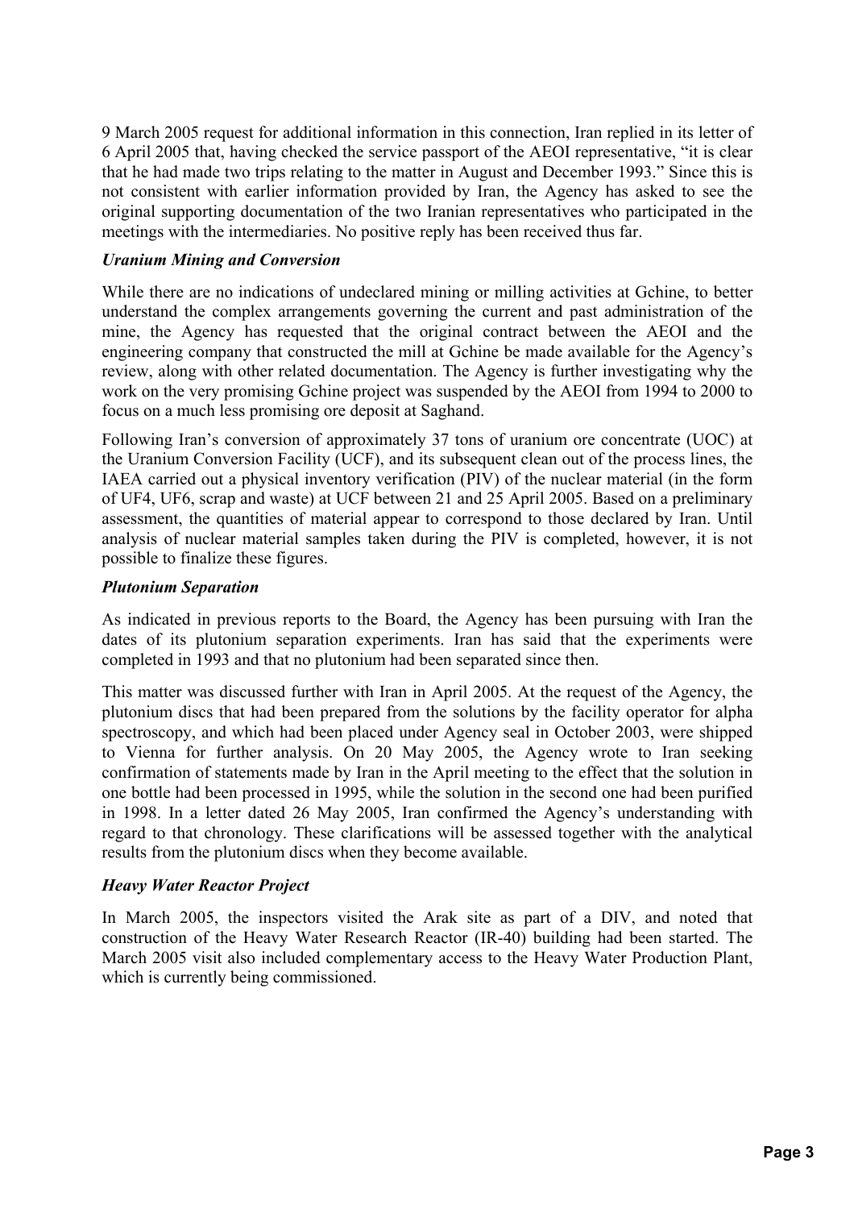9 March 2005 request for additional information in this connection, Iran replied in its letter of 6 April 2005 that, having checked the service passport of the AEOI representative, "it is clear that he had made two trips relating to the matter in August and December 1993." Since this is not consistent with earlier information provided by Iran, the Agency has asked to see the original supporting documentation of the two Iranian representatives who participated in the meetings with the intermediaries. No positive reply has been received thus far.

***Uranium Mining and Conversion***

While there are no indications of undeclared mining or milling activities at Gchine, to better understand the complex arrangements governing the current and past administration of the mine, the Agency has requested that the original contract between the AEOI and the engineering company that constructed the mill at Gchine be made available for the Agency's review, along with other related documentation. The Agency is further investigating why the work on the very promising Gchine project was suspended by the AEOI from 1994 to 2000 to focus on a much less promising ore deposit at Saghand.

Following Iran's conversion of approximately 37 tons of uranium ore concentrate (UOC) at the Uranium Conversion Facility (UCF), and its subsequent clean out of the process lines, the IAEA carried out a physical inventory verification (PIV) of the nuclear material (in the form of $UF_4$, $UF_6$, scrap and waste) at UCF between 21 and 25 April 2005. Based on a preliminary assessment, the quantities of material appear to correspond to those declared by Iran. Until analysis of nuclear material samples taken during the PIV is completed, however, it is not possible to finalize these figures.

***Plutonium Separation***

As indicated in previous reports to the Board, the Agency has been pursuing with Iran the dates of its plutonium separation experiments. Iran has said that the experiments were completed in 1993 and that no plutonium had been separated since then.

This matter was discussed further with Iran in April 2005. At the request of the Agency, the plutonium discs that had been prepared from the solutions by the facility operator for alpha spectroscopy, and which had been placed under Agency seal in October 2003, were shipped to Vienna for further analysis. On 20 May 2005, the Agency wrote to Iran seeking confirmation of statements made by Iran in the April meeting to the effect that the solution in one bottle had been processed in 1995, while the solution in the second one had been purified in 1998. In a letter dated 26 May 2005, Iran confirmed the Agency's understanding with regard to that chronology. These clarifications will be assessed together with the analytical results from the plutonium discs when they become available.

***Heavy Water Reactor Project***

In March 2005, the inspectors visited the Arak site as part of a DIV, and noted that construction of the Heavy Water Research Reactor (IR-40) building had been started. The March 2005 visit also included complementary access to the Heavy Water Production Plant, which is currently being commissioned.